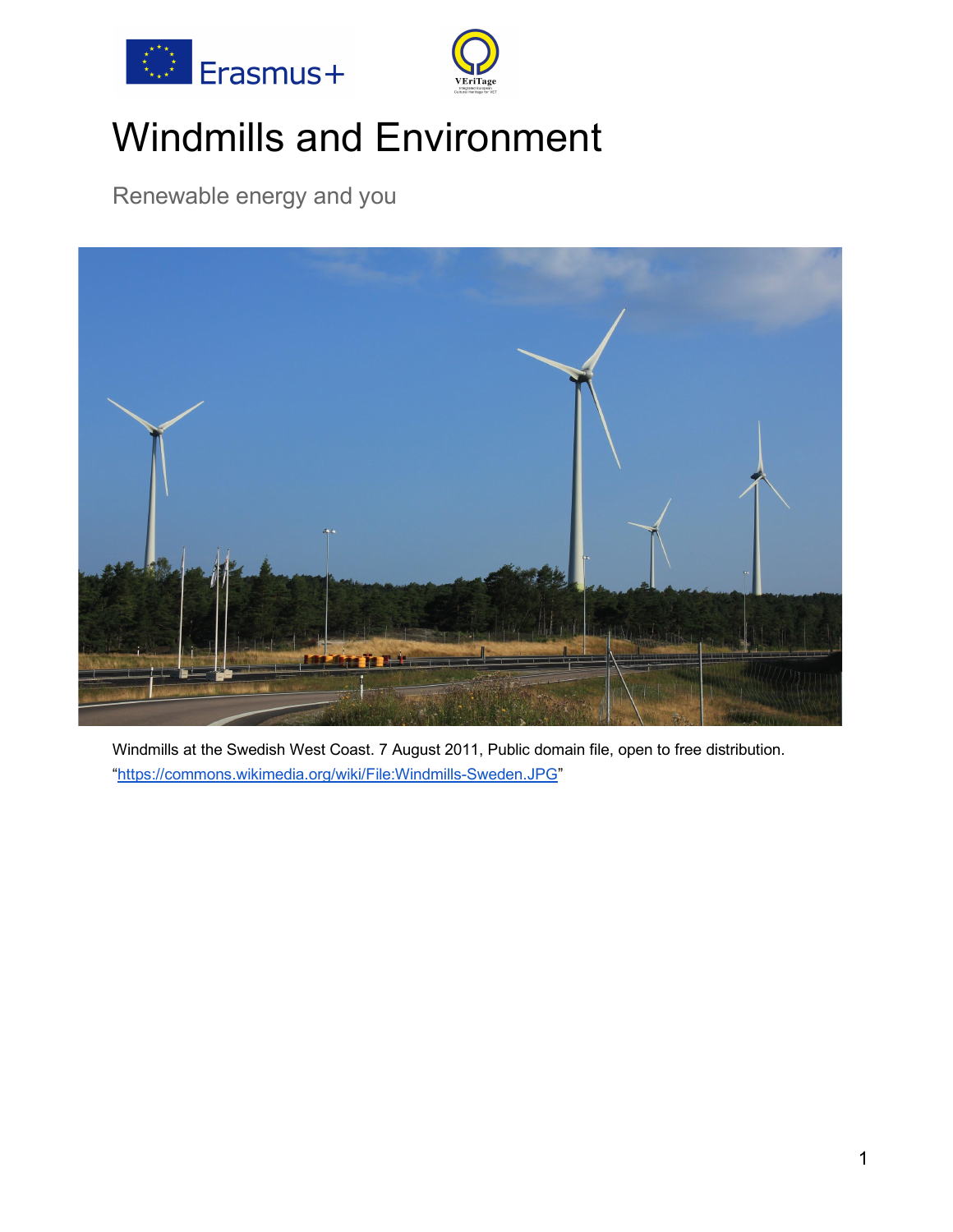# Windmills and Environment

Renewable energy and you

Windmills at the Swedish West Coast. 7 August 2011, Public domain file, open to free distribution. "https://commons.wikimedia.org/wiki/File:Windmills-Sweden.JPG"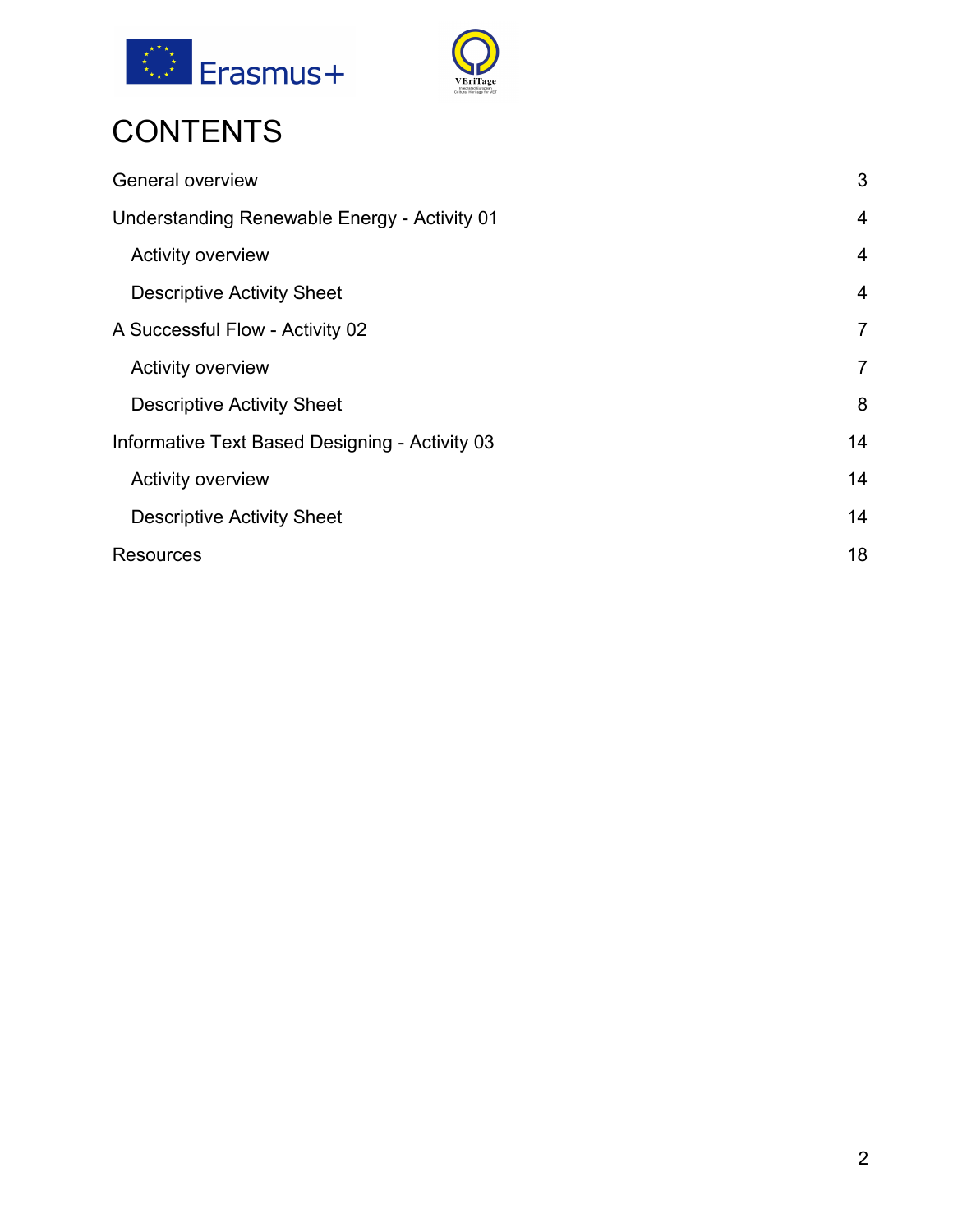# CONTENTS

| | |
|---|---|
| General overview | 3 |
| Understanding Renewable Energy - Activity 01 | 4 |
| Activity overview | 4 |
| Descriptive Activity Sheet | 4 |
| A Successful Flow - Activity 02 | 7 |
| Activity overview | 7 |
| Descriptive Activity Sheet | 8 |
| Informative Text Based Designing - Activity 03 | 14 |
| Activity overview | 14 |
| Descriptive Activity Sheet | 14 |
| Resources | 18 |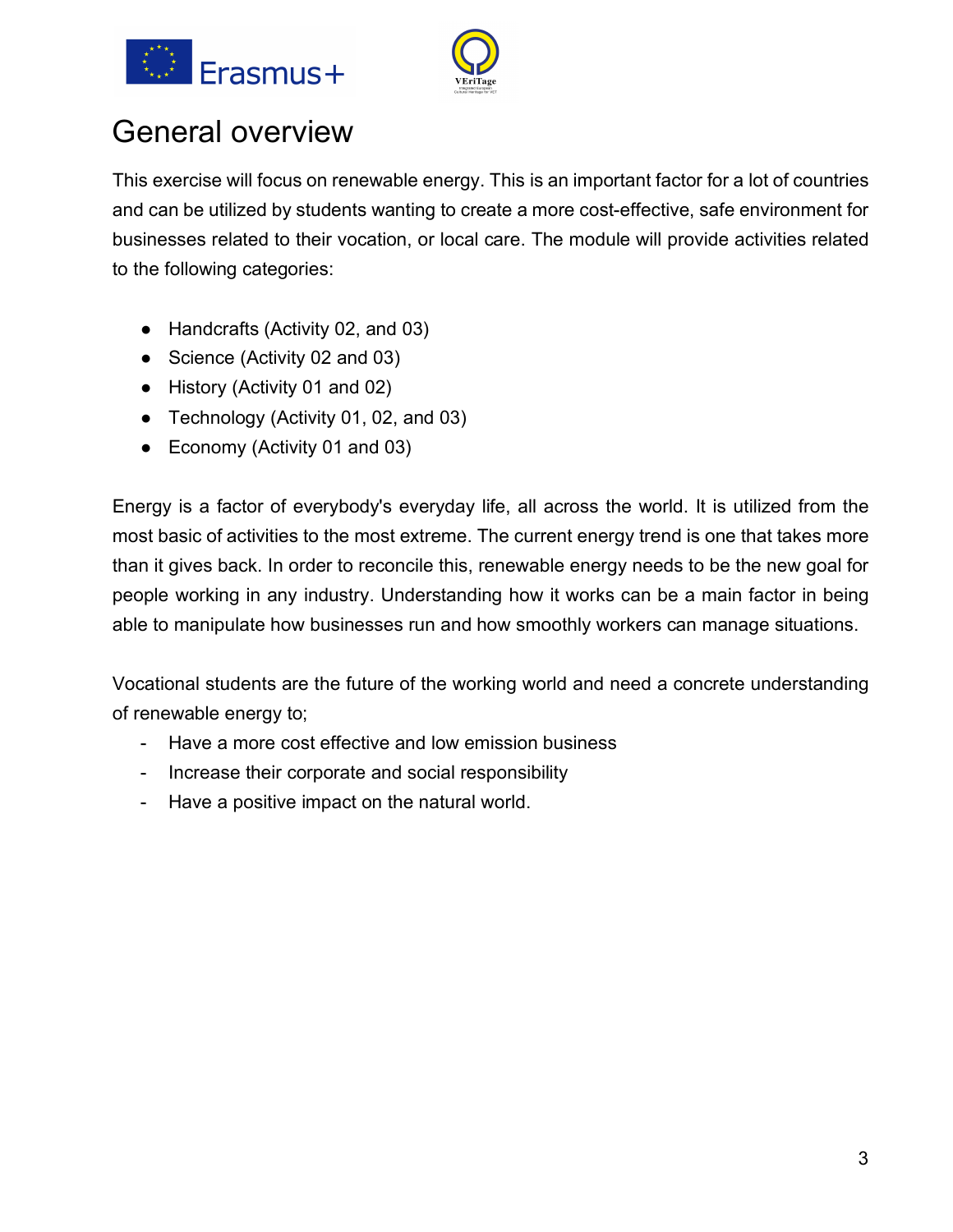# General overview

This exercise will focus on renewable energy. This is an important factor for a lot of countries and can be utilized by students wanting to create a more cost-effective, safe environment for businesses related to their vocation, or local care. The module will provide activities related to the following categories:

- Handcrafts (Activity 02, and 03)
- Science (Activity 02 and 03)
- History (Activity 01 and 02)
- Technology (Activity 01, 02, and 03)
- Economy (Activity 01 and 03)

Energy is a factor of everybody's everyday life, all across the world. It is utilized from the most basic of activities to the most extreme. The current energy trend is one that takes more than it gives back. In order to reconcile this, renewable energy needs to be the new goal for people working in any industry. Understanding how it works can be a main factor in being able to manipulate how businesses run and how smoothly workers can manage situations.

Vocational students are the future of the working world and need a concrete understanding of renewable energy to;

- Have a more cost effective and low emission business
- Increase their corporate and social responsibility
- Have a positive impact on the natural world.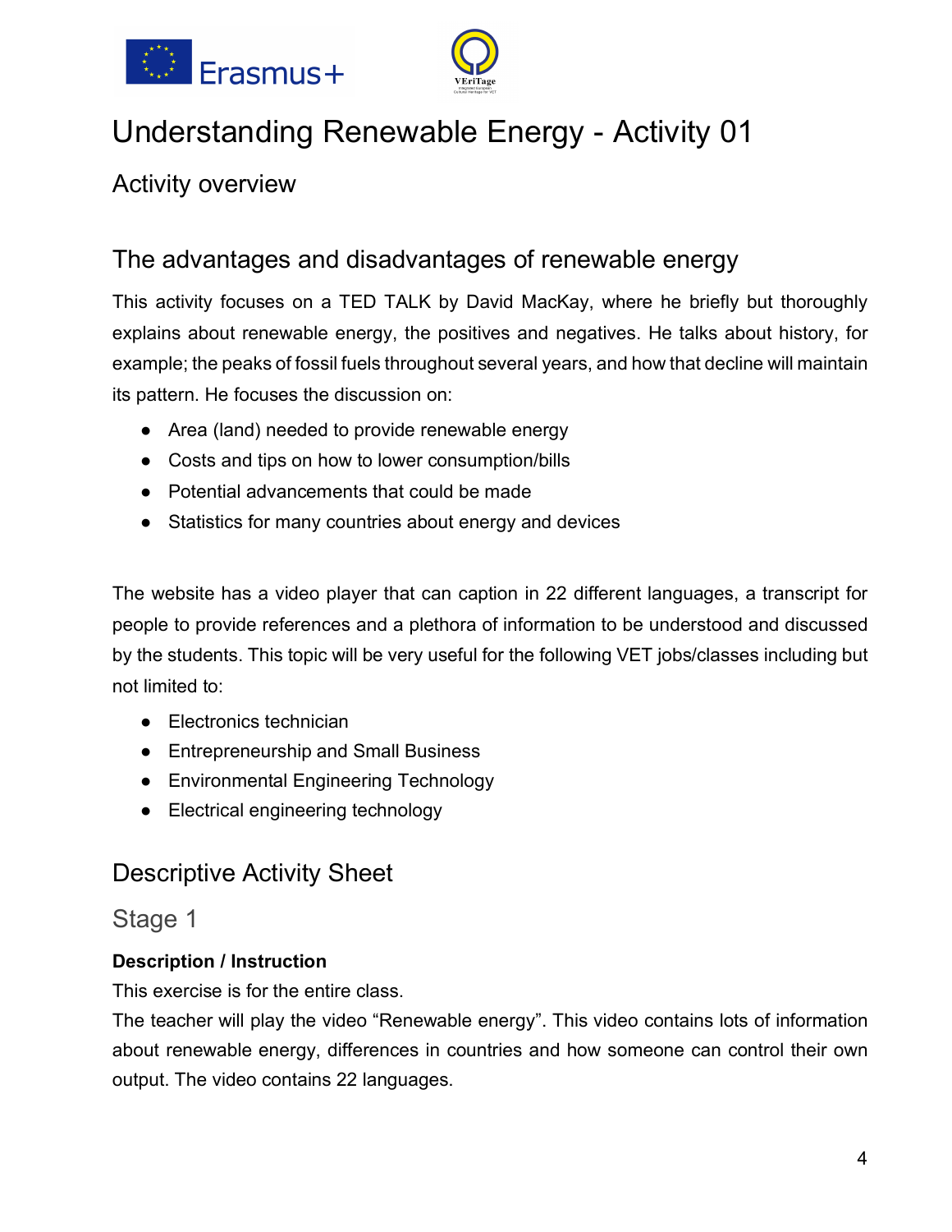# Understanding Renewable Energy - Activity 01

## Activity overview

## The advantages and disadvantages of renewable energy

This activity focuses on a TED TALK by David MacKay, where he briefly but thoroughly explains about renewable energy, the positives and negatives. He talks about history, for example; the peaks of fossil fuels throughout several years, and how that decline will maintain its pattern. He focuses the discussion on:

- Area (land) needed to provide renewable energy
- Costs and tips on how to lower consumption/bills
- Potential advancements that could be made
- Statistics for many countries about energy and devices

The website has a video player that can caption in 22 different languages, a transcript for people to provide references and a plethora of information to be understood and discussed by the students. This topic will be very useful for the following VET jobs/classes including but not limited to:

- Electronics technician
- Entrepreneurship and Small Business
- Environmental Engineering Technology
- Electrical engineering technology

## Descriptive Activity Sheet

### Stage 1

**Description / Instruction**

This exercise is for the entire class.

The teacher will play the video "Renewable energy". This video contains lots of information about renewable energy, differences in countries and how someone can control their own output. The video contains 22 languages.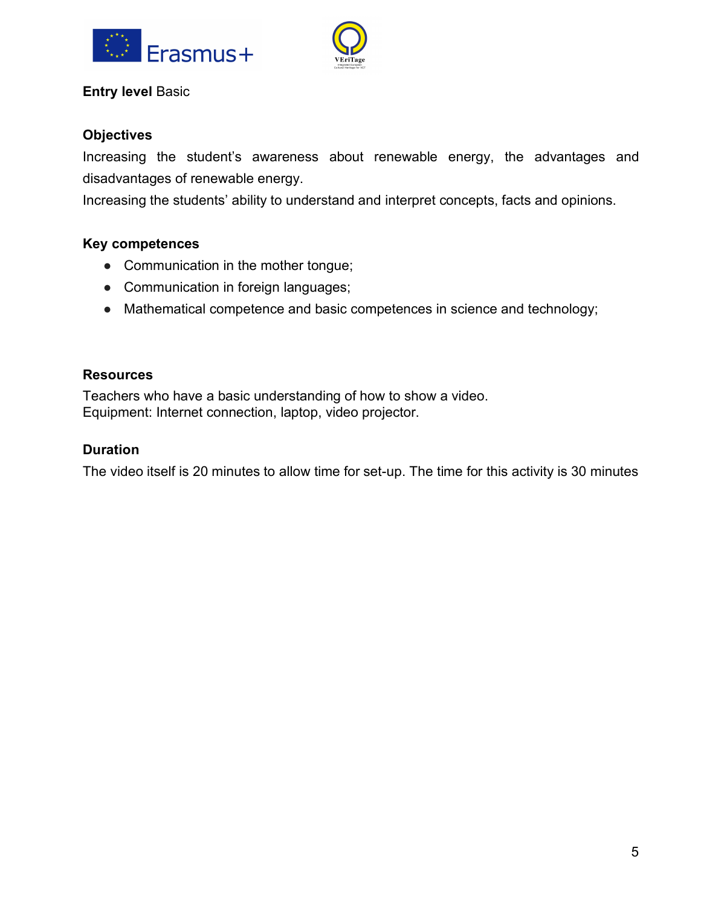**Entry level** Basic

**Objectives**

Increasing the student's awareness about renewable energy, the advantages and disadvantages of renewable energy.

Increasing the students' ability to understand and interpret concepts, facts and opinions.

**Key competences**

- Communication in the mother tongue;
- Communication in foreign languages;
- Mathematical competence and basic competences in science and technology;

**Resources**

Teachers who have a basic understanding of how to show a video.
Equipment: Internet connection, laptop, video projector.

**Duration**

The video itself is 20 minutes to allow time for set-up. The time for this activity is 30 minutes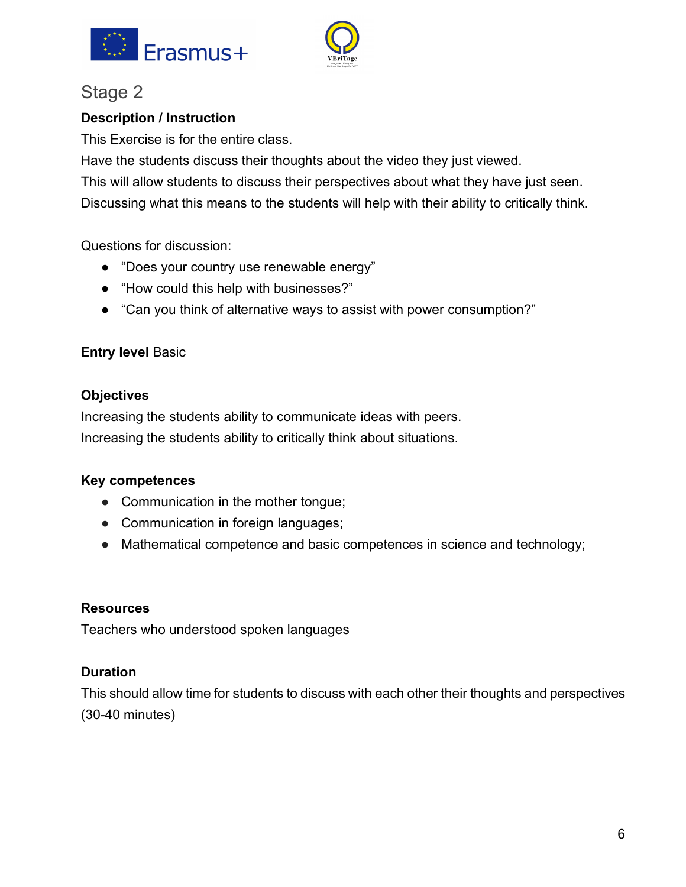## Stage 2

**Description / Instruction**

This Exercise is for the entire class.
Have the students discuss their thoughts about the video they just viewed.
This will allow students to discuss their perspectives about what they have just seen.
Discussing what this means to the students will help with their ability to critically think.

Questions for discussion:

- "Does your country use renewable energy"
- "How could this help with businesses?"
- "Can you think of alternative ways to assist with power consumption?"

**Entry level** Basic

**Objectives**

Increasing the students ability to communicate ideas with peers.
Increasing the students ability to critically think about situations.

**Key competences**

- Communication in the mother tongue;
- Communication in foreign languages;
- Mathematical competence and basic competences in science and technology;

**Resources**

Teachers who understood spoken languages

**Duration**

This should allow time for students to discuss with each other their thoughts and perspectives (30-40 minutes)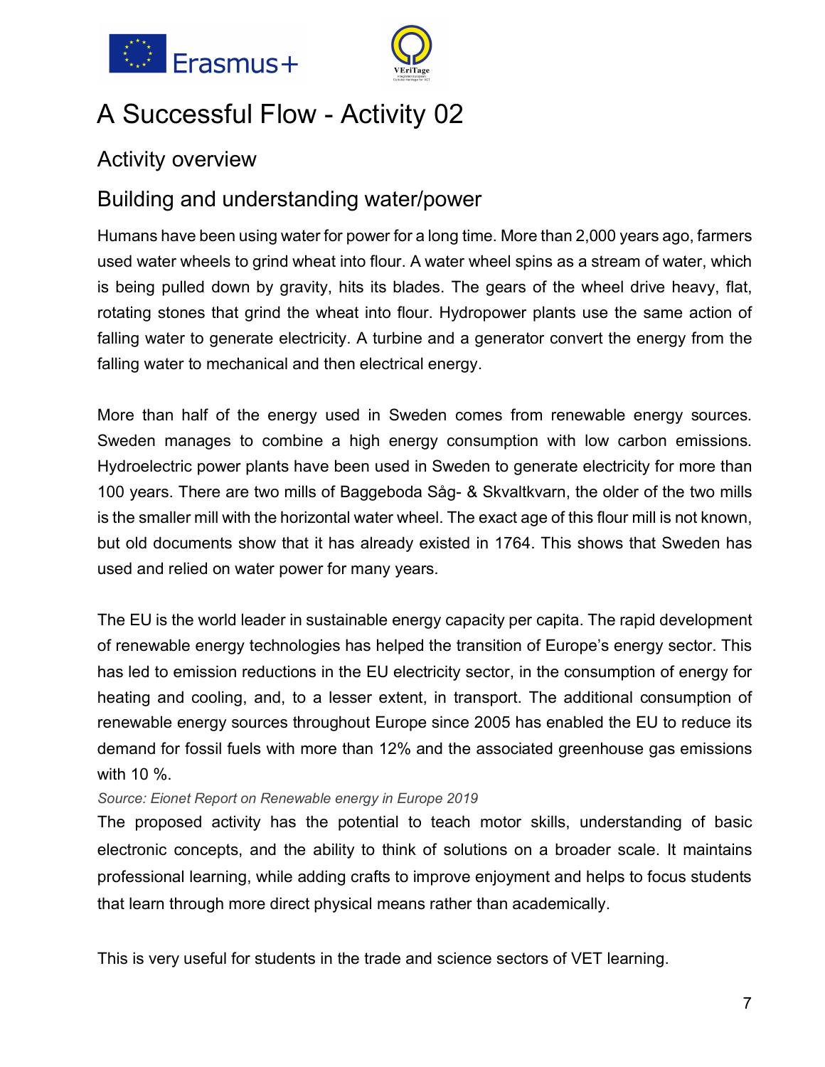# A Successful Flow - Activity 02

## Activity overview

## Building and understanding water/power

Humans have been using water for power for a long time. More than 2,000 years ago, farmers used water wheels to grind wheat into flour. A water wheel spins as a stream of water, which is being pulled down by gravity, hits its blades. The gears of the wheel drive heavy, flat, rotating stones that grind the wheat into flour. Hydropower plants use the same action of falling water to generate electricity. A turbine and a generator convert the energy from the falling water to mechanical and then electrical energy.

More than half of the energy used in Sweden comes from renewable energy sources. Sweden manages to combine a high energy consumption with low carbon emissions. Hydroelectric power plants have been used in Sweden to generate electricity for more than 100 years. There are two mills of Baggeboda Såg- & Skvaltkvarn, the older of the two mills is the smaller mill with the horizontal water wheel. The exact age of this flour mill is not known, but old documents show that it has already existed in 1764. This shows that Sweden has used and relied on water power for many years.

The EU is the world leader in sustainable energy capacity per capita. The rapid development of renewable energy technologies has helped the transition of Europe's energy sector. This has led to emission reductions in the EU electricity sector, in the consumption of energy for heating and cooling, and, to a lesser extent, in transport. The additional consumption of renewable energy sources throughout Europe since 2005 has enabled the EU to reduce its demand for fossil fuels with more than 12% and the associated greenhouse gas emissions with 10 %.

*Source: Eionet Report on Renewable energy in Europe 2019*

The proposed activity has the potential to teach motor skills, understanding of basic electronic concepts, and the ability to think of solutions on a broader scale. It maintains professional learning, while adding crafts to improve enjoyment and helps to focus students that learn through more direct physical means rather than academically.

This is very useful for students in the trade and science sectors of VET learning.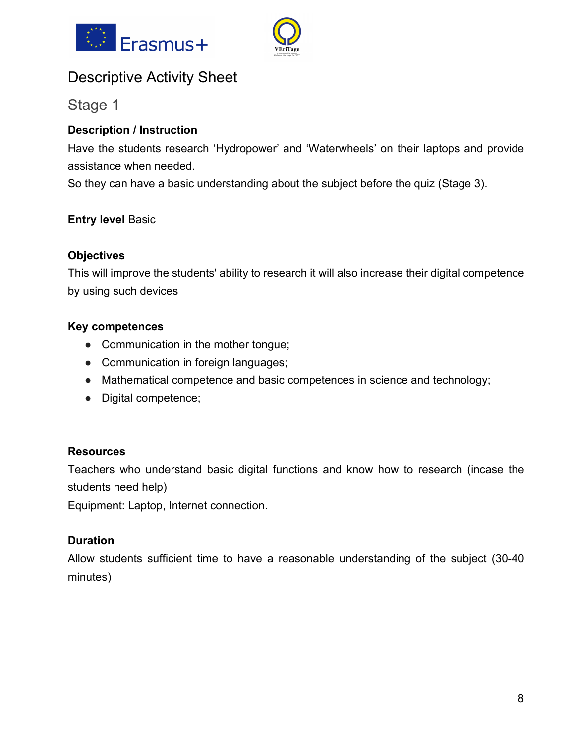# Descriptive Activity Sheet

## Stage 1

**Description / Instruction**

Have the students research 'Hydropower' and 'Waterwheels' on their laptops and provide assistance when needed.
So they can have a basic understanding about the subject before the quiz (Stage 3).

**Entry level** Basic

**Objectives**

This will improve the students' ability to research it will also increase their digital competence by using such devices

**Key competences**

- Communication in the mother tongue;
- Communication in foreign languages;
- Mathematical competence and basic competences in science and technology;
- Digital competence;

**Resources**

Teachers who understand basic digital functions and know how to research (incase the students need help)
Equipment: Laptop, Internet connection.

**Duration**

Allow students sufficient time to have a reasonable understanding of the subject (30-40 minutes)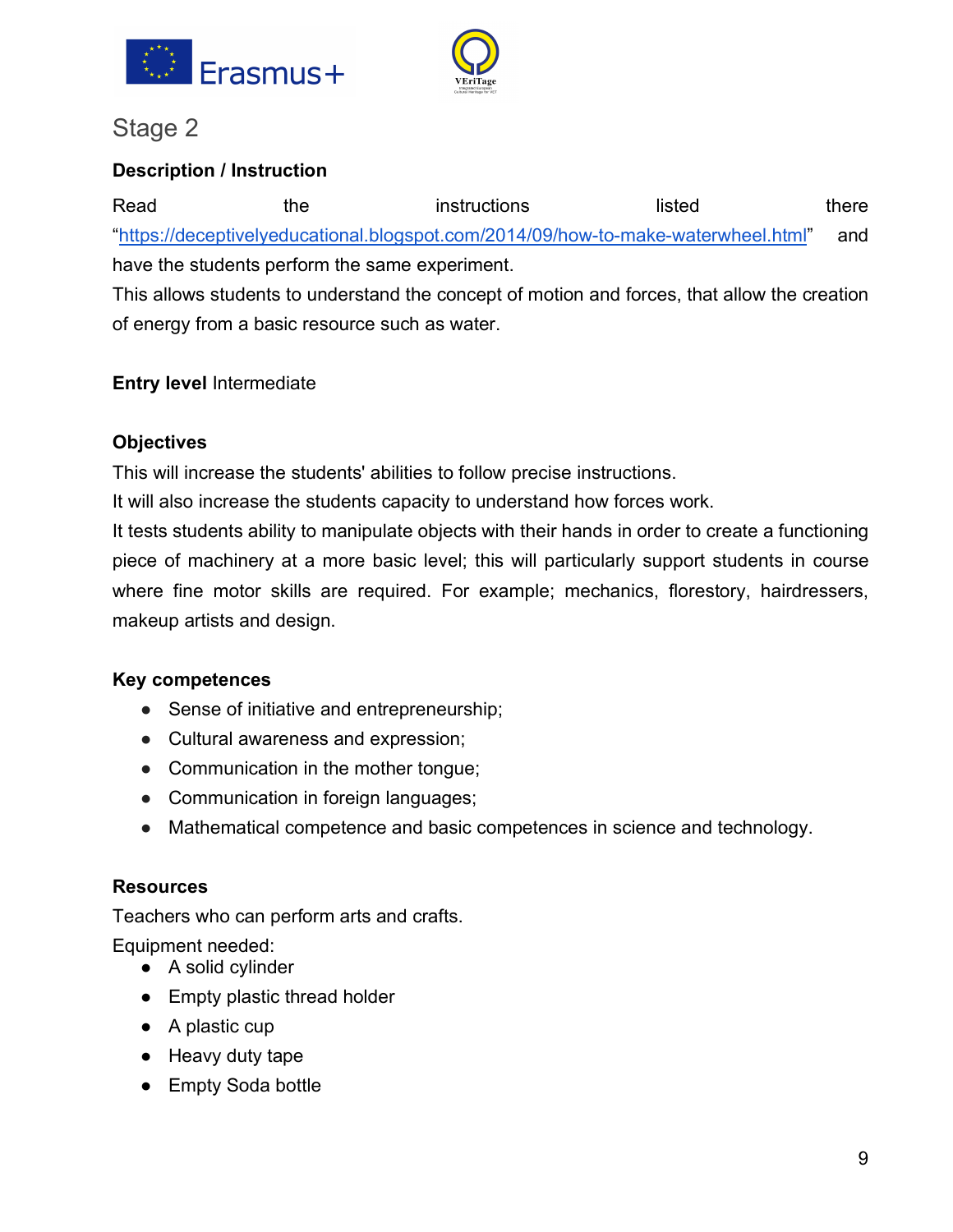## Stage 2

**Description / Instruction**

Read the instructions listed there "https://deceptivelyeducational.blogspot.com/2014/09/how-to-make-waterwheel.html" and have the students perform the same experiment.

This allows students to understand the concept of motion and forces, that allow the creation of energy from a basic resource such as water.

**Entry level** Intermediate

**Objectives**

This will increase the students' abilities to follow precise instructions.

It will also increase the students capacity to understand how forces work.

It tests students ability to manipulate objects with their hands in order to create a functioning piece of machinery at a more basic level; this will particularly support students in course where fine motor skills are required. For example; mechanics, florestory, hairdressers, makeup artists and design.

**Key competences**

- Sense of initiative and entrepreneurship;
- Cultural awareness and expression;
- Communication in the mother tongue;
- Communication in foreign languages;
- Mathematical competence and basic competences in science and technology.

**Resources**

Teachers who can perform arts and crafts.

Equipment needed:

- A solid cylinder
- Empty plastic thread holder
- A plastic cup
- Heavy duty tape
- Empty Soda bottle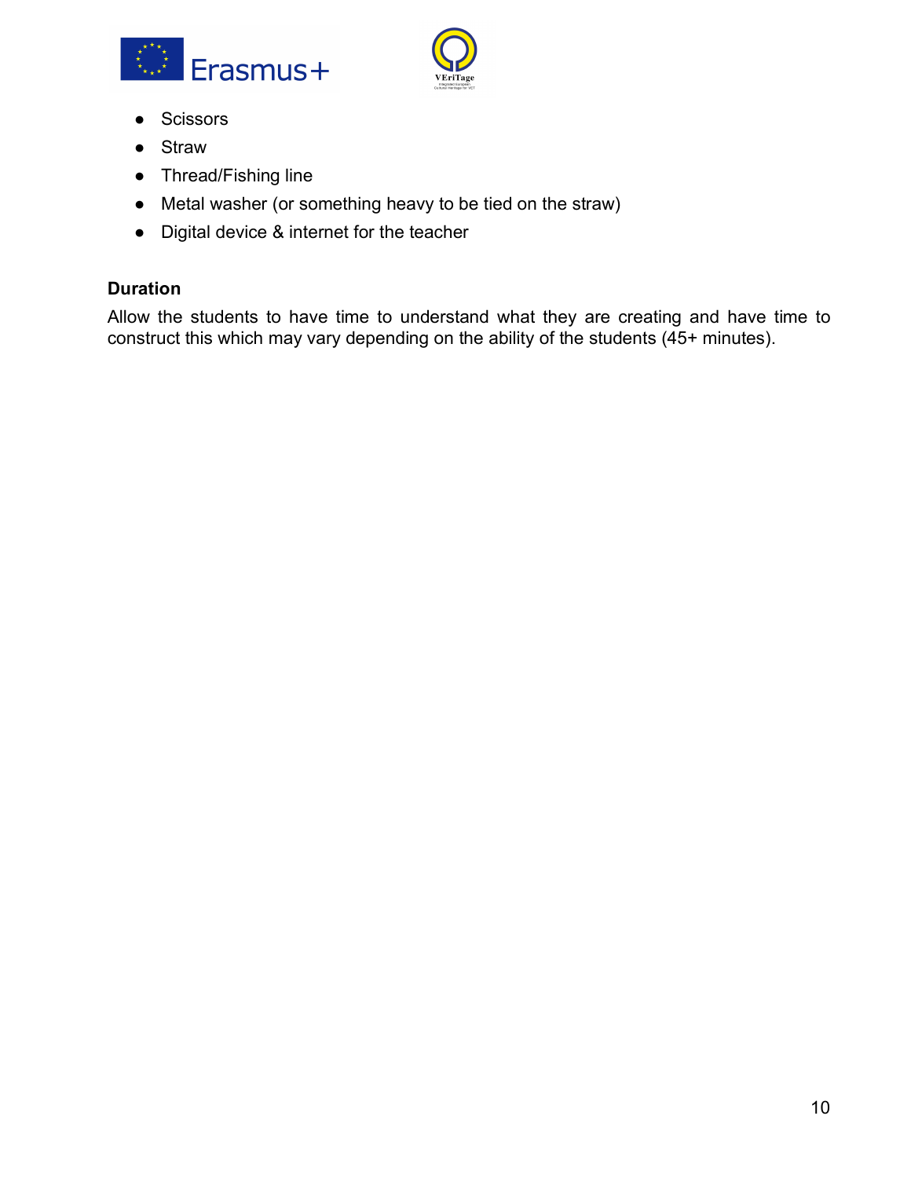- Scissors
- Straw
- Thread/Fishing line
- Metal washer (or something heavy to be tied on the straw)
- Digital device & internet for the teacher

**Duration**

Allow the students to have time to understand what they are creating and have time to construct this which may vary depending on the ability of the students (45+ minutes).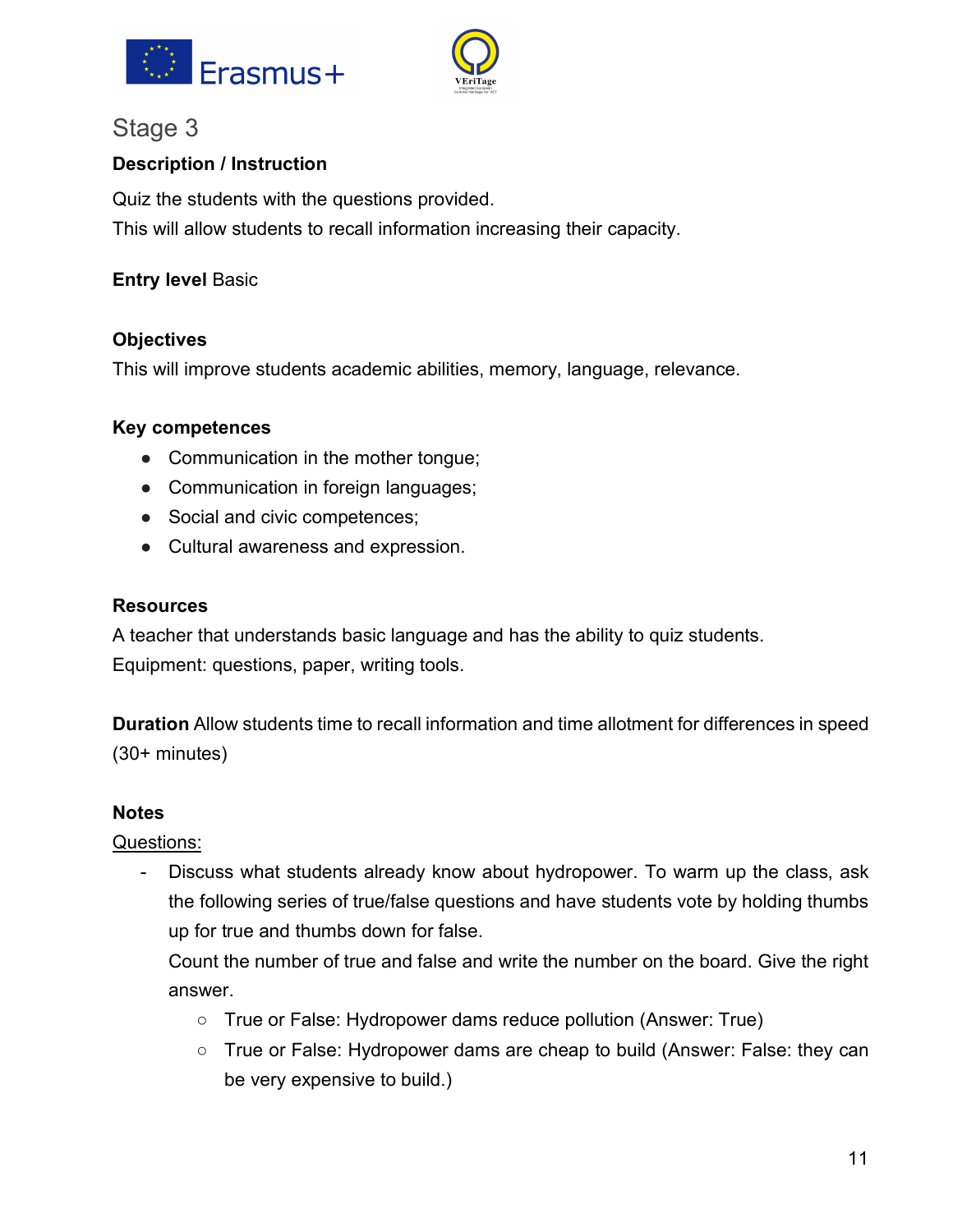## Stage 3

**Description / Instruction**

Quiz the students with the questions provided.
This will allow students to recall information increasing their capacity.

**Entry level** Basic

**Objectives**
This will improve students academic abilities, memory, language, relevance.

**Key competences**

- Communication in the mother tongue;
- Communication in foreign languages;
- Social and civic competences;
- Cultural awareness and expression.

**Resources**
A teacher that understands basic language and has the ability to quiz students.
Equipment: questions, paper, writing tools.

**Duration** Allow students time to recall information and time allotment for differences in speed (30+ minutes)

**Notes**
Questions:

- Discuss what students already know about hydropower. To warm up the class, ask the following series of true/false questions and have students vote by holding thumbs up for true and thumbs down for false.
  Count the number of true and false and write the number on the board. Give the right answer.
  - True or False: Hydropower dams reduce pollution (Answer: True)
  - True or False: Hydropower dams are cheap to build (Answer: False: they can be very expensive to build.)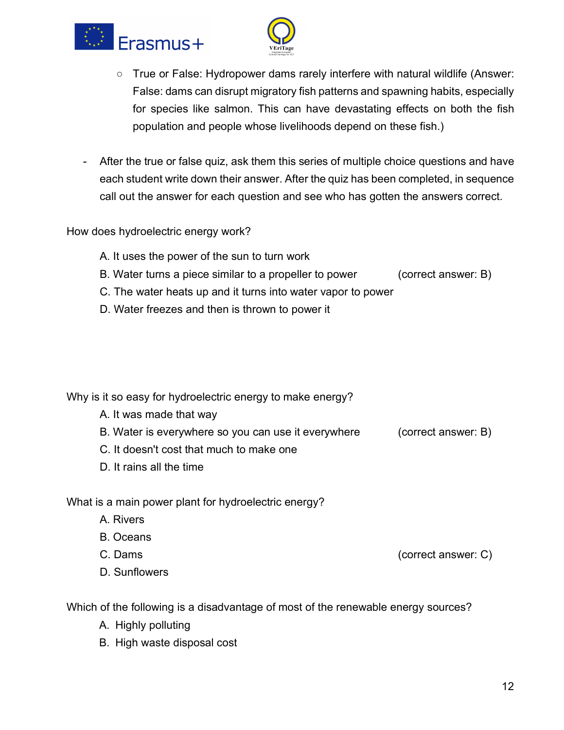- True or False: Hydropower dams rarely interfere with natural wildlife (Answer: False: dams can disrupt migratory fish patterns and spawning habits, especially for species like salmon. This can have devastating effects on both the fish population and people whose livelihoods depend on these fish.)

- After the true or false quiz, ask them this series of multiple choice questions and have each student write down their answer. After the quiz has been completed, in sequence call out the answer for each question and see who has gotten the answers correct.

How does hydroelectric energy work?

A. It uses the power of the sun to turn work
B. Water turns a piece similar to a propeller to power (correct answer: B)
C. The water heats up and it turns into water vapor to power
D. Water freezes and then is thrown to power it

Why is it so easy for hydroelectric energy to make energy?

A. It was made that way
B. Water is everywhere so you can use it everywhere (correct answer: B)
C. It doesn't cost that much to make one
D. It rains all the time

What is a main power plant for hydroelectric energy?

A. Rivers
B. Oceans
C. Dams (correct answer: C)
D. Sunflowers

Which of the following is a disadvantage of most of the renewable energy sources?

A. Highly polluting
B. High waste disposal cost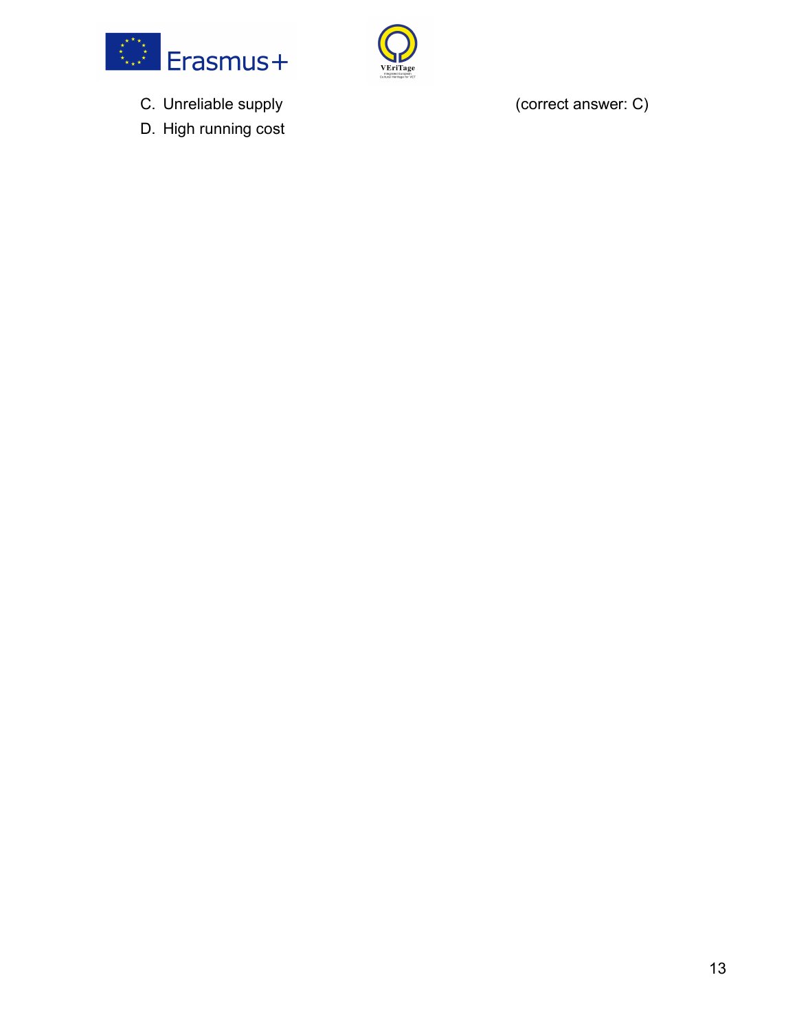C. Unreliable supply (correct answer: C)

D. High running cost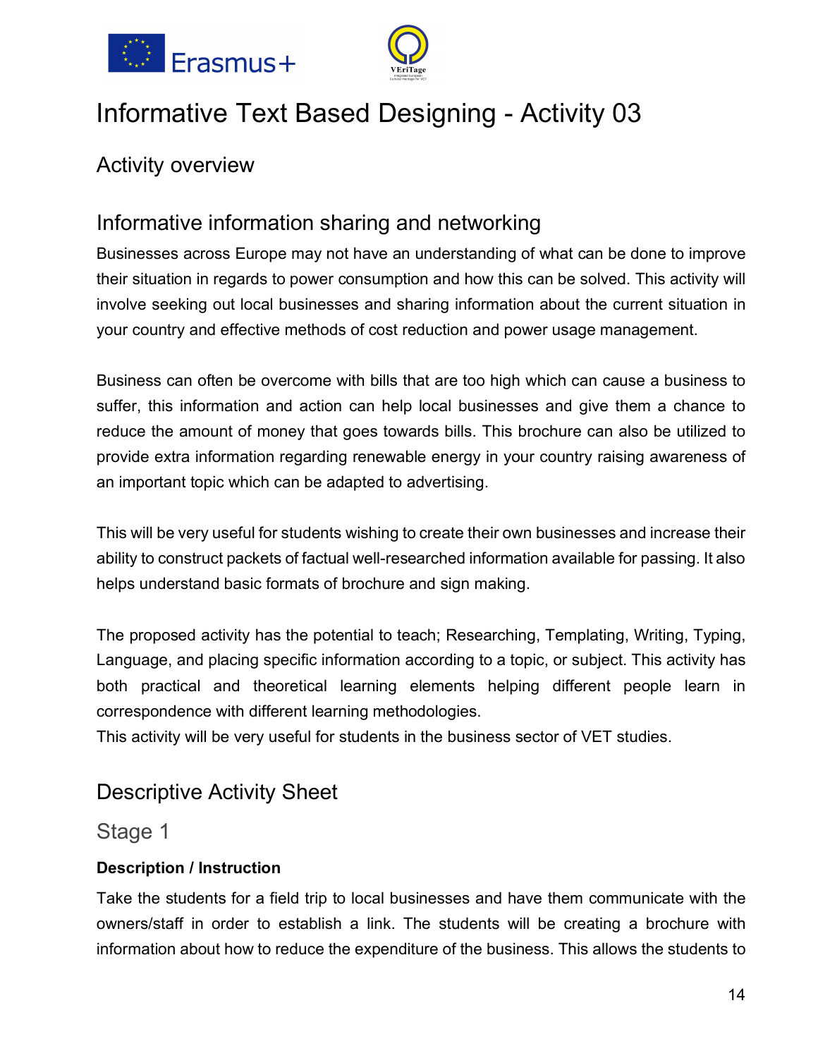# Informative Text Based Designing - Activity 03

## Activity overview

## Informative information sharing and networking

Businesses across Europe may not have an understanding of what can be done to improve their situation in regards to power consumption and how this can be solved. This activity will involve seeking out local businesses and sharing information about the current situation in your country and effective methods of cost reduction and power usage management.

Business can often be overcome with bills that are too high which can cause a business to suffer, this information and action can help local businesses and give them a chance to reduce the amount of money that goes towards bills. This brochure can also be utilized to provide extra information regarding renewable energy in your country raising awareness of an important topic which can be adapted to advertising.

This will be very useful for students wishing to create their own businesses and increase their ability to construct packets of factual well-researched information available for passing. It also helps understand basic formats of brochure and sign making.

The proposed activity has the potential to teach; Researching, Templating, Writing, Typing, Language, and placing specific information according to a topic, or subject. This activity has both practical and theoretical learning elements helping different people learn in correspondence with different learning methodologies.
This activity will be very useful for students in the business sector of VET studies.

## Descriptive Activity Sheet

### Stage 1

**Description / Instruction**

Take the students for a field trip to local businesses and have them communicate with the owners/staff in order to establish a link. The students will be creating a brochure with information about how to reduce the expenditure of the business. This allows the students to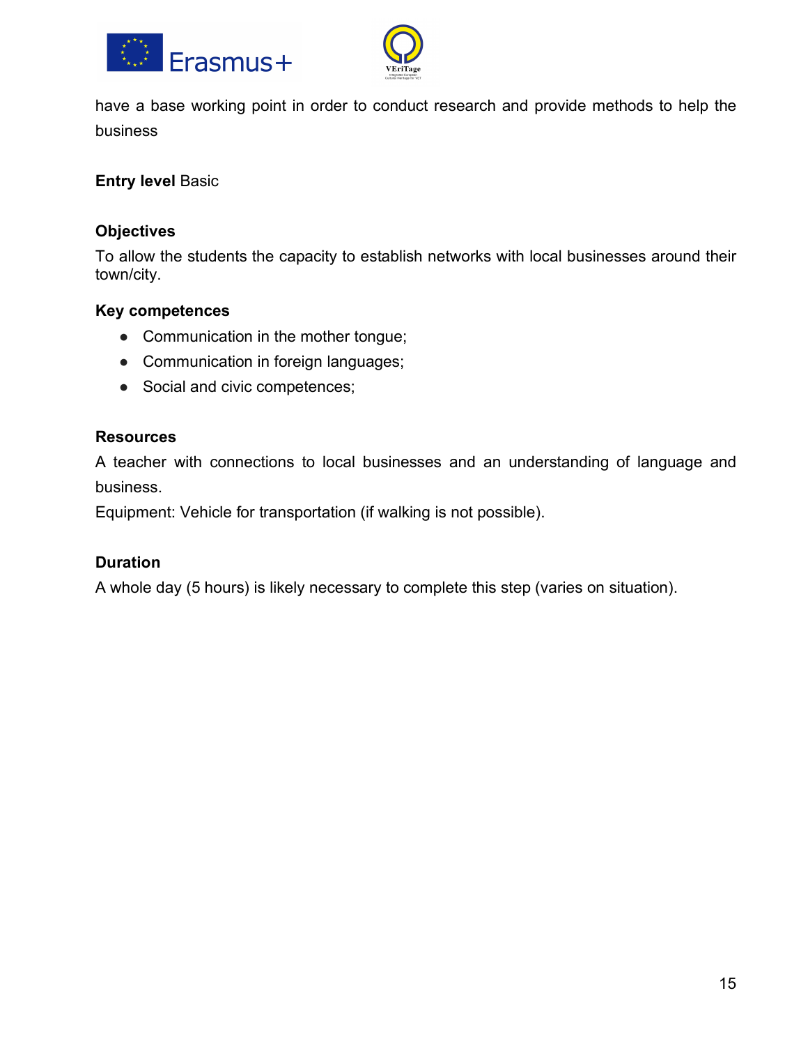have a base working point in order to conduct research and provide methods to help the business

**Entry level** Basic

**Objectives**

To allow the students the capacity to establish networks with local businesses around their town/city.

**Key competences**

- Communication in the mother tongue;
- Communication in foreign languages;
- Social and civic competences;

**Resources**

A teacher with connections to local businesses and an understanding of language and business.

Equipment: Vehicle for transportation (if walking is not possible).

**Duration**

A whole day (5 hours) is likely necessary to complete this step (varies on situation).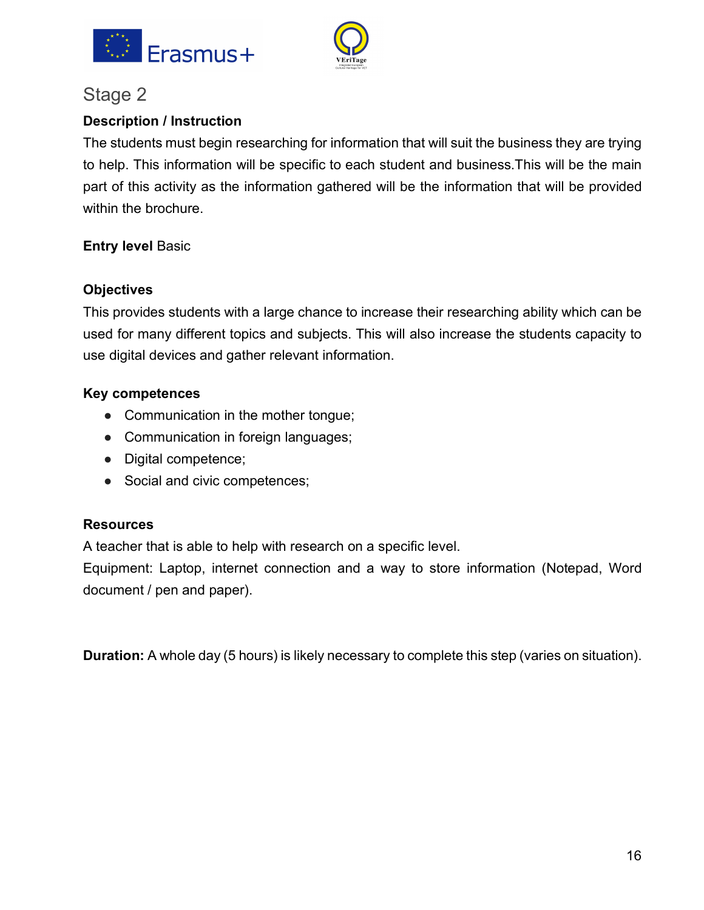## Stage 2

**Description / Instruction**

The students must begin researching for information that will suit the business they are trying to help. This information will be specific to each student and business.This will be the main part of this activity as the information gathered will be the information that will be provided within the brochure.

**Entry level** Basic

**Objectives**

This provides students with a large chance to increase their researching ability which can be used for many different topics and subjects. This will also increase the students capacity to use digital devices and gather relevant information.

**Key competences**

- Communication in the mother tongue;
- Communication in foreign languages;
- Digital competence;
- Social and civic competences;

**Resources**

A teacher that is able to help with research on a specific level.

Equipment: Laptop, internet connection and a way to store information (Notepad, Word document / pen and paper).

**Duration:** A whole day (5 hours) is likely necessary to complete this step (varies on situation).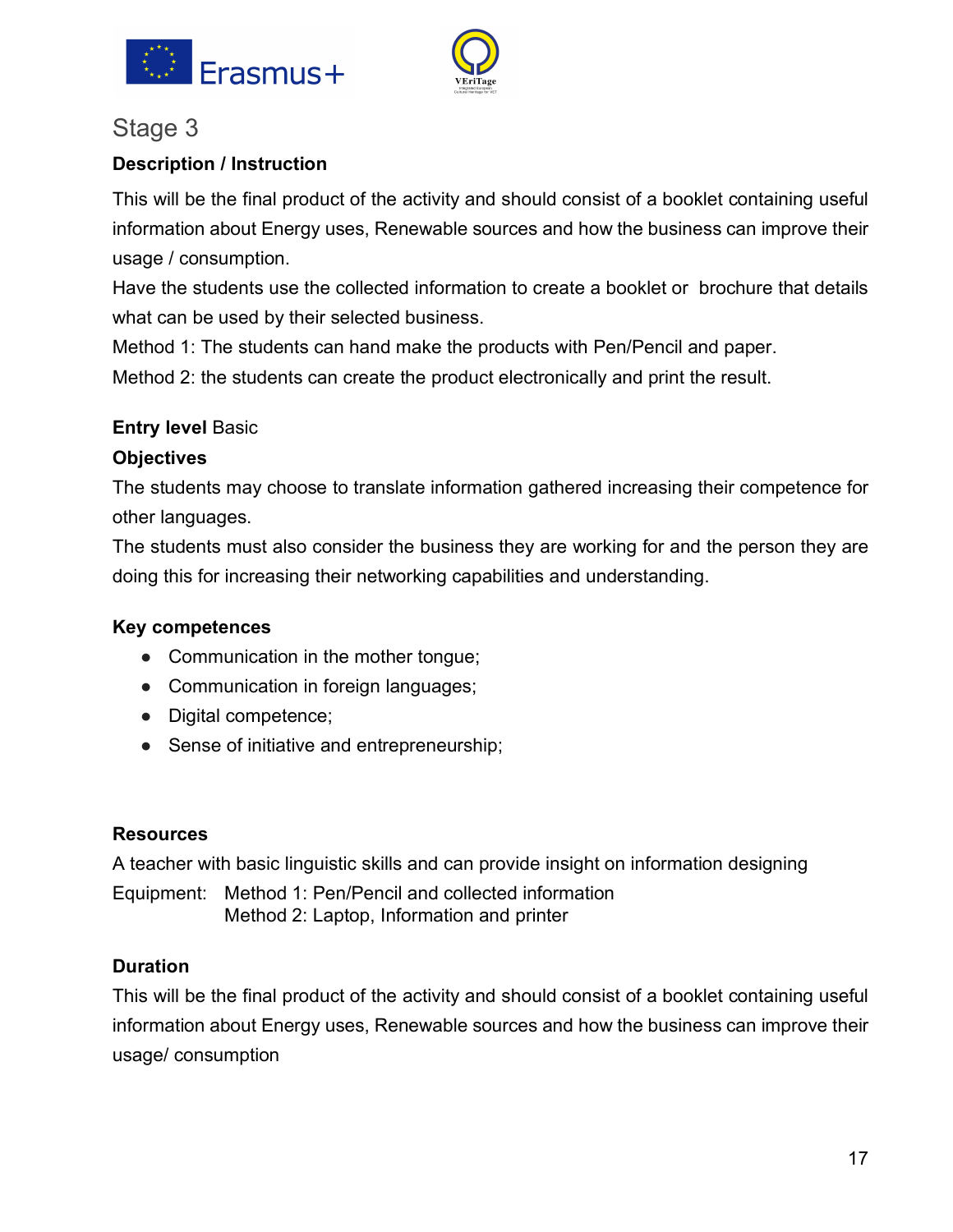## Stage 3

**Description / Instruction**

This will be the final product of the activity and should consist of a booklet containing useful information about Energy uses, Renewable sources and how the business can improve their usage / consumption.

Have the students use the collected information to create a booklet or brochure that details what can be used by their selected business.

Method 1: The students can hand make the products with Pen/Pencil and paper.

Method 2: the students can create the product electronically and print the result.

**Entry level** Basic

**Objectives**

The students may choose to translate information gathered increasing their competence for other languages.

The students must also consider the business they are working for and the person they are doing this for increasing their networking capabilities and understanding.

**Key competences**

- Communication in the mother tongue;
- Communication in foreign languages;
- Digital competence;
- Sense of initiative and entrepreneurship;

**Resources**

A teacher with basic linguistic skills and can provide insight on information designing

Equipment: Method 1: Pen/Pencil and collected information
Method 2: Laptop, Information and printer

**Duration**

This will be the final product of the activity and should consist of a booklet containing useful information about Energy uses, Renewable sources and how the business can improve their usage/ consumption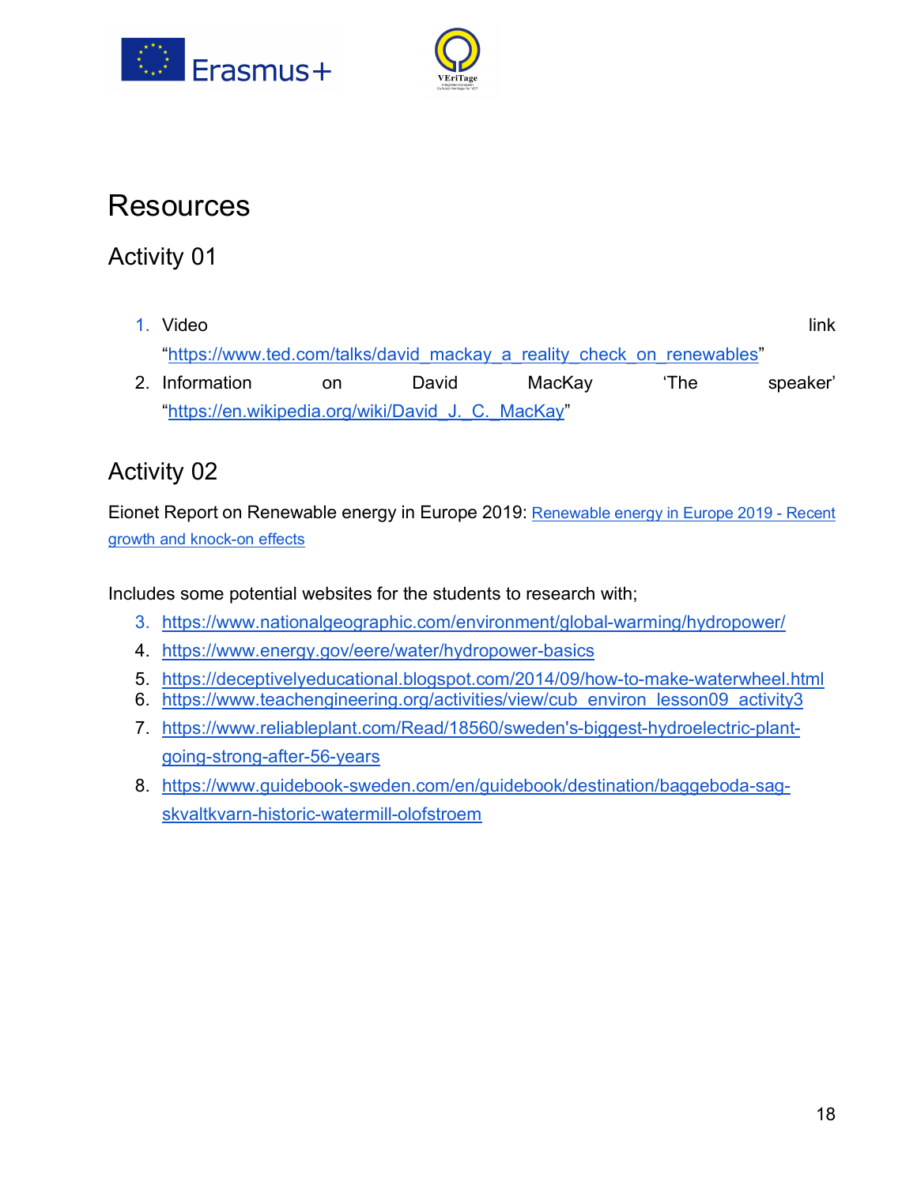# Resources

## Activity 01

1. Video link "https://www.ted.com/talks/david_mackay_a_reality_check_on_renewables"
2. Information on David MacKay 'The speaker' "https://en.wikipedia.org/wiki/David_J._C._MacKay"

## Activity 02

Eionet Report on Renewable energy in Europe 2019: Renewable energy in Europe 2019 - Recent growth and knock-on effects

Includes some potential websites for the students to research with;

3. https://www.nationalgeographic.com/environment/global-warming/hydropower/
4. https://www.energy.gov/eere/water/hydropower-basics
5. https://deceptivelyeducational.blogspot.com/2014/09/how-to-make-waterwheel.html
6. https://www.teachengineering.org/activities/view/cub_environ_lesson09_activity3
7. https://www.reliableplant.com/Read/18560/sweden's-biggest-hydroelectric-plant-going-strong-after-56-years
8. https://www.guidebook-sweden.com/en/guidebook/destination/baggeboda-sag-skvaltkvarn-historic-watermill-olofstroem